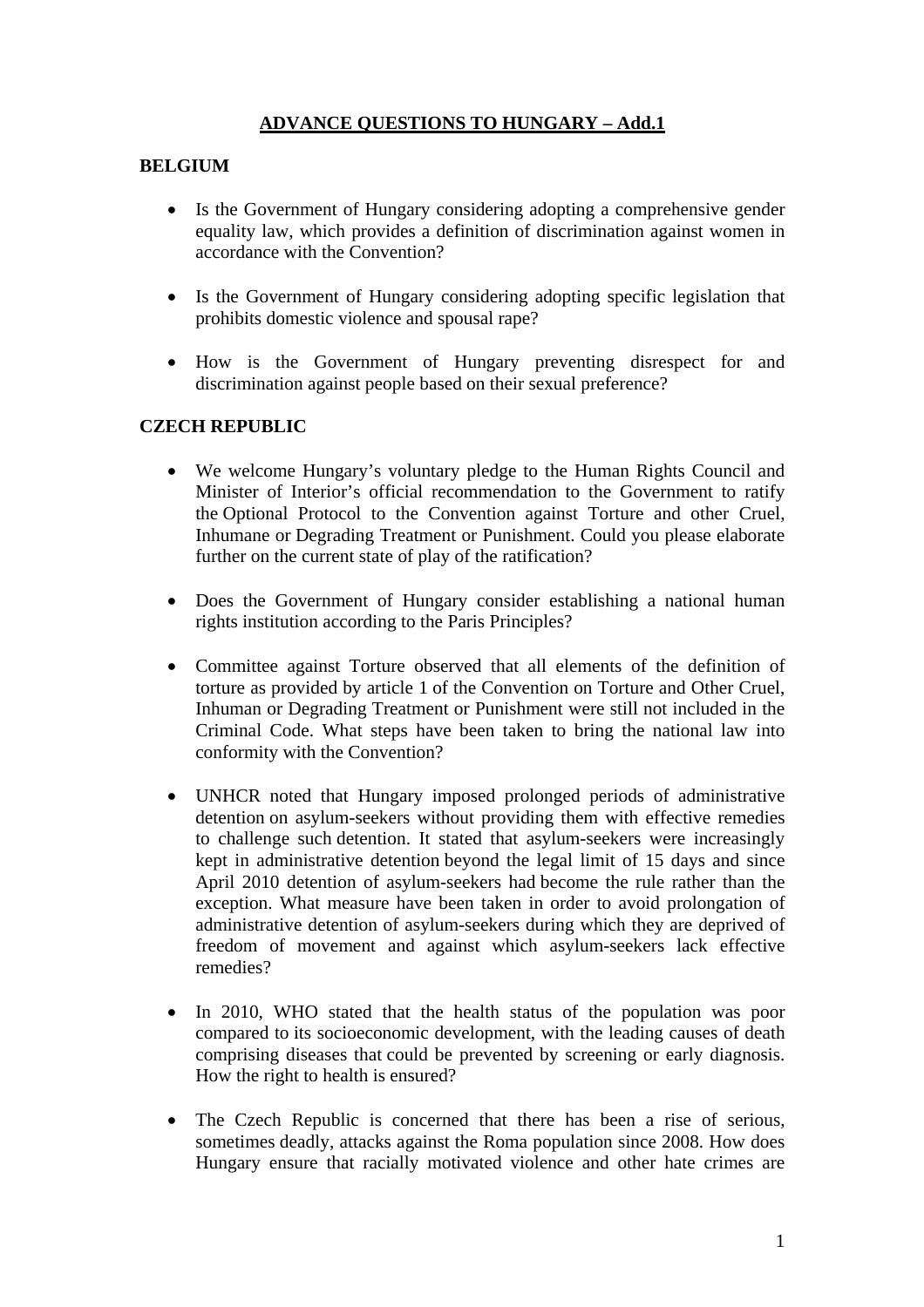# ADVANCE QUESTIONS TO HUNGARY – Add.1

## BELGIUM

- Is the Government of Hungary considering adopting a comprehensive gender equality law, which provides a definition of discrimination against women in accordance with the Convention?

- Is the Government of Hungary considering adopting specific legislation that prohibits domestic violence and spousal rape?

- How is the Government of Hungary preventing disrespect for and discrimination against people based on their sexual preference?

## CZECH REPUBLIC

- We welcome Hungary's voluntary pledge to the Human Rights Council and Minister of Interior's official recommendation to the Government to ratify the Optional Protocol to the Convention against Torture and other Cruel, Inhumane or Degrading Treatment or Punishment. Could you please elaborate further on the current state of play of the ratification?

- Does the Government of Hungary consider establishing a national human rights institution according to the Paris Principles?

- Committee against Torture observed that all elements of the definition of torture as provided by article 1 of the Convention on Torture and Other Cruel, Inhuman or Degrading Treatment or Punishment were still not included in the Criminal Code. What steps have been taken to bring the national law into conformity with the Convention?

- UNHCR noted that Hungary imposed prolonged periods of administrative detention on asylum-seekers without providing them with effective remedies to challenge such detention. It stated that asylum-seekers were increasingly kept in administrative detention beyond the legal limit of 15 days and since April 2010 detention of asylum-seekers had become the rule rather than the exception. What measure have been taken in order to avoid prolongation of administrative detention of asylum-seekers during which they are deprived of freedom of movement and against which asylum-seekers lack effective remedies?

- In 2010, WHO stated that the health status of the population was poor compared to its socioeconomic development, with the leading causes of death comprising diseases that could be prevented by screening or early diagnosis. How the right to health is ensured?

- The Czech Republic is concerned that there has been a rise of serious, sometimes deadly, attacks against the Roma population since 2008. How does Hungary ensure that racially motivated violence and other hate crimes are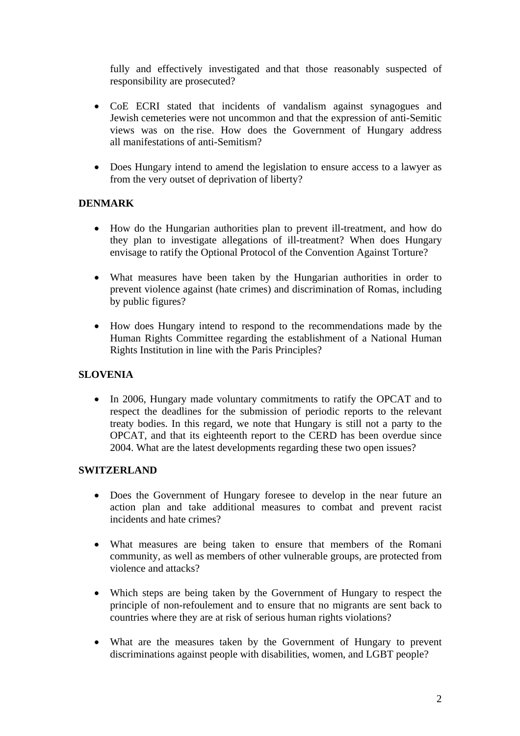fully and effectively investigated and that those reasonably suspected of responsibility are prosecuted?

- CoE ECRI stated that incidents of vandalism against synagogues and Jewish cemeteries were not uncommon and that the expression of anti-Semitic views was on the rise. How does the Government of Hungary address all manifestations of anti-Semitism?

- Does Hungary intend to amend the legislation to ensure access to a lawyer as from the very outset of deprivation of liberty?

**DENMARK**

- How do the Hungarian authorities plan to prevent ill-treatment, and how do they plan to investigate allegations of ill-treatment? When does Hungary envisage to ratify the Optional Protocol of the Convention Against Torture?

- What measures have been taken by the Hungarian authorities in order to prevent violence against (hate crimes) and discrimination of Romas, including by public figures?

- How does Hungary intend to respond to the recommendations made by the Human Rights Committee regarding the establishment of a National Human Rights Institution in line with the Paris Principles?

**SLOVENIA**

- In 2006, Hungary made voluntary commitments to ratify the OPCAT and to respect the deadlines for the submission of periodic reports to the relevant treaty bodies. In this regard, we note that Hungary is still not a party to the OPCAT, and that its eighteenth report to the CERD has been overdue since 2004. What are the latest developments regarding these two open issues?

**SWITZERLAND**

- Does the Government of Hungary foresee to develop in the near future an action plan and take additional measures to combat and prevent racist incidents and hate crimes?

- What measures are being taken to ensure that members of the Romani community, as well as members of other vulnerable groups, are protected from violence and attacks?

- Which steps are being taken by the Government of Hungary to respect the principle of non-refoulement and to ensure that no migrants are sent back to countries where they are at risk of serious human rights violations?

- What are the measures taken by the Government of Hungary to prevent discriminations against people with disabilities, women, and LGBT people?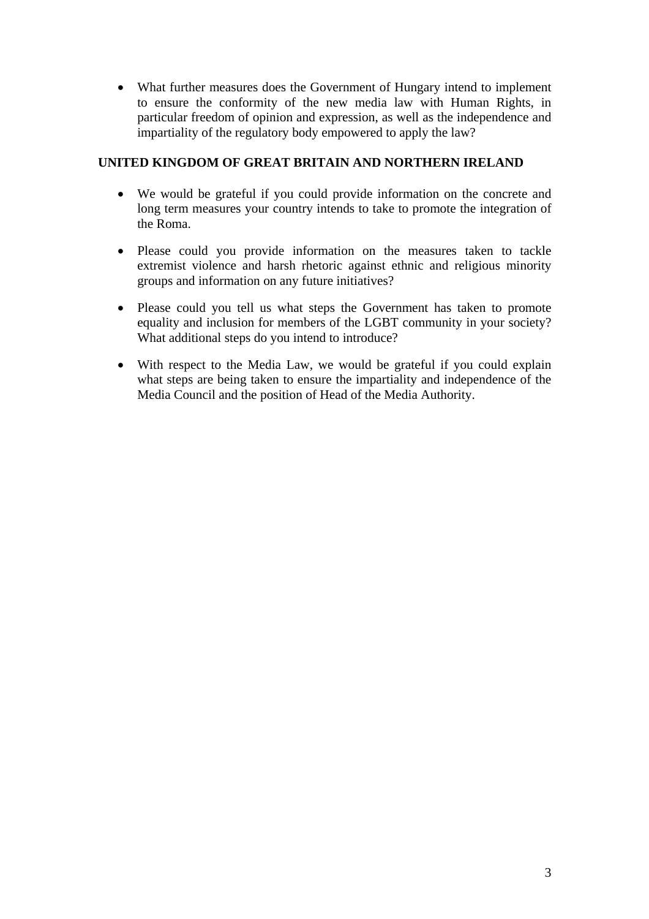- What further measures does the Government of Hungary intend to implement to ensure the conformity of the new media law with Human Rights, in particular freedom of opinion and expression, as well as the independence and impartiality of the regulatory body empowered to apply the law?

**UNITED KINGDOM OF GREAT BRITAIN AND NORTHERN IRELAND**

- We would be grateful if you could provide information on the concrete and long term measures your country intends to take to promote the integration of the Roma.

- Please could you provide information on the measures taken to tackle extremist violence and harsh rhetoric against ethnic and religious minority groups and information on any future initiatives?

- Please could you tell us what steps the Government has taken to promote equality and inclusion for members of the LGBT community in your society? What additional steps do you intend to introduce?

- With respect to the Media Law, we would be grateful if you could explain what steps are being taken to ensure the impartiality and independence of the Media Council and the position of Head of the Media Authority.